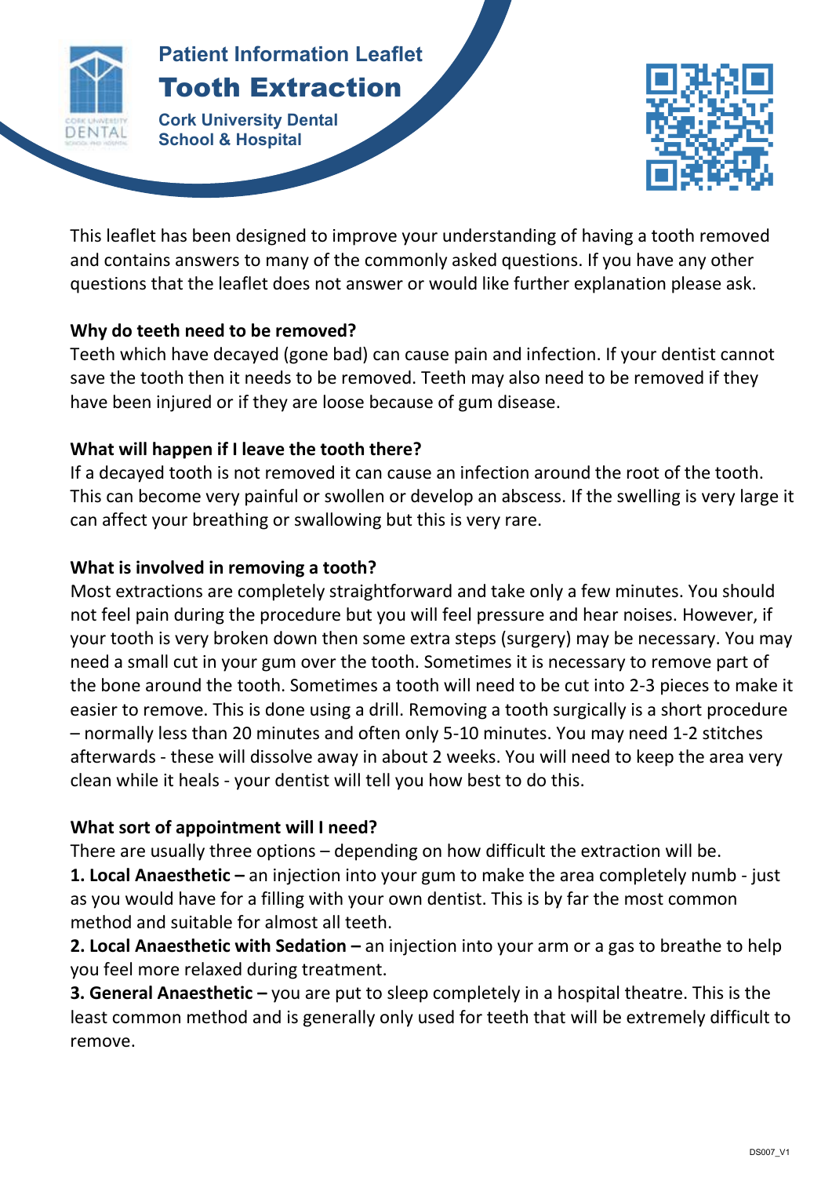Patient Information Leaflet

# Tooth Extraction

Cork University Dental School & Hospital

This leaflet has been designed to improve your understanding of having a tooth removed and contains answers to many of the commonly asked questions. If you have any other questions that the leaflet does not answer or would like further explanation please ask.

**Why do teeth need to be removed?**
Teeth which have decayed (gone bad) can cause pain and infection. If your dentist cannot save the tooth then it needs to be removed. Teeth may also need to be removed if they have been injured or if they are loose because of gum disease.

**What will happen if I leave the tooth there?**
If a decayed tooth is not removed it can cause an infection around the root of the tooth. This can become very painful or swollen or develop an abscess. If the swelling is very large it can affect your breathing or swallowing but this is very rare.

**What is involved in removing a tooth?**
Most extractions are completely straightforward and take only a few minutes. You should not feel pain during the procedure but you will feel pressure and hear noises. However, if your tooth is very broken down then some extra steps (surgery) may be necessary. You may need a small cut in your gum over the tooth. Sometimes it is necessary to remove part of the bone around the tooth. Sometimes a tooth will need to be cut into 2-3 pieces to make it easier to remove. This is done using a drill. Removing a tooth surgically is a short procedure – normally less than 20 minutes and often only 5-10 minutes. You may need 1-2 stitches afterwards - these will dissolve away in about 2 weeks. You will need to keep the area very clean while it heals - your dentist will tell you how best to do this.

**What sort of appointment will I need?**
There are usually three options – depending on how difficult the extraction will be.
**1. Local Anaesthetic –** an injection into your gum to make the area completely numb - just as you would have for a filling with your own dentist. This is by far the most common method and suitable for almost all teeth.
**2. Local Anaesthetic with Sedation –** an injection into your arm or a gas to breathe to help you feel more relaxed during treatment.
**3. General Anaesthetic –** you are put to sleep completely in a hospital theatre. This is the least common method and is generally only used for teeth that will be extremely difficult to remove.

DS007_V1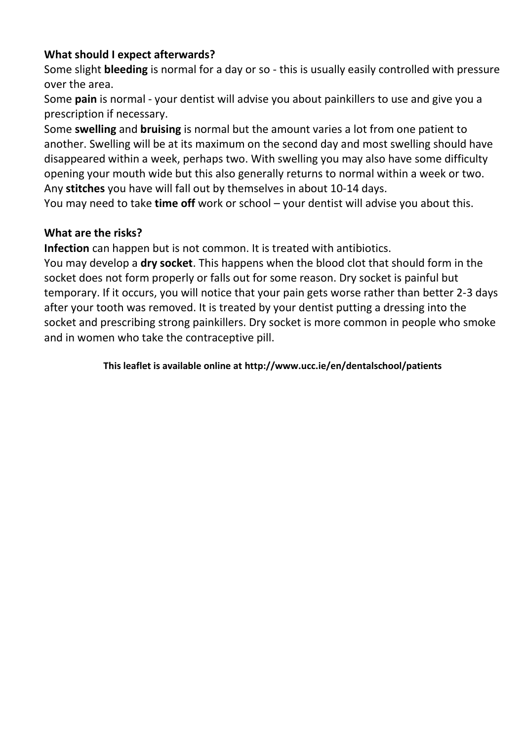### What should I expect afterwards?

Some slight **bleeding** is normal for a day or so - this is usually easily controlled with pressure over the area.

Some **pain** is normal - your dentist will advise you about painkillers to use and give you a prescription if necessary.

Some **swelling** and **bruising** is normal but the amount varies a lot from one patient to another. Swelling will be at its maximum on the second day and most swelling should have disappeared within a week, perhaps two. With swelling you may also have some difficulty opening your mouth wide but this also generally returns to normal within a week or two.

Any **stitches** you have will fall out by themselves in about 10-14 days.

You may need to take **time off** work or school – your dentist will advise you about this.

### What are the risks?

**Infection** can happen but is not common. It is treated with antibiotics.

You may develop a **dry socket**. This happens when the blood clot that should form in the socket does not form properly or falls out for some reason. Dry socket is painful but temporary. If it occurs, you will notice that your pain gets worse rather than better 2-3 days after your tooth was removed. It is treated by your dentist putting a dressing into the socket and prescribing strong painkillers. Dry socket is more common in people who smoke and in women who take the contraceptive pill.

**This leaflet is available online at http://www.ucc.ie/en/dentalschool/patients**